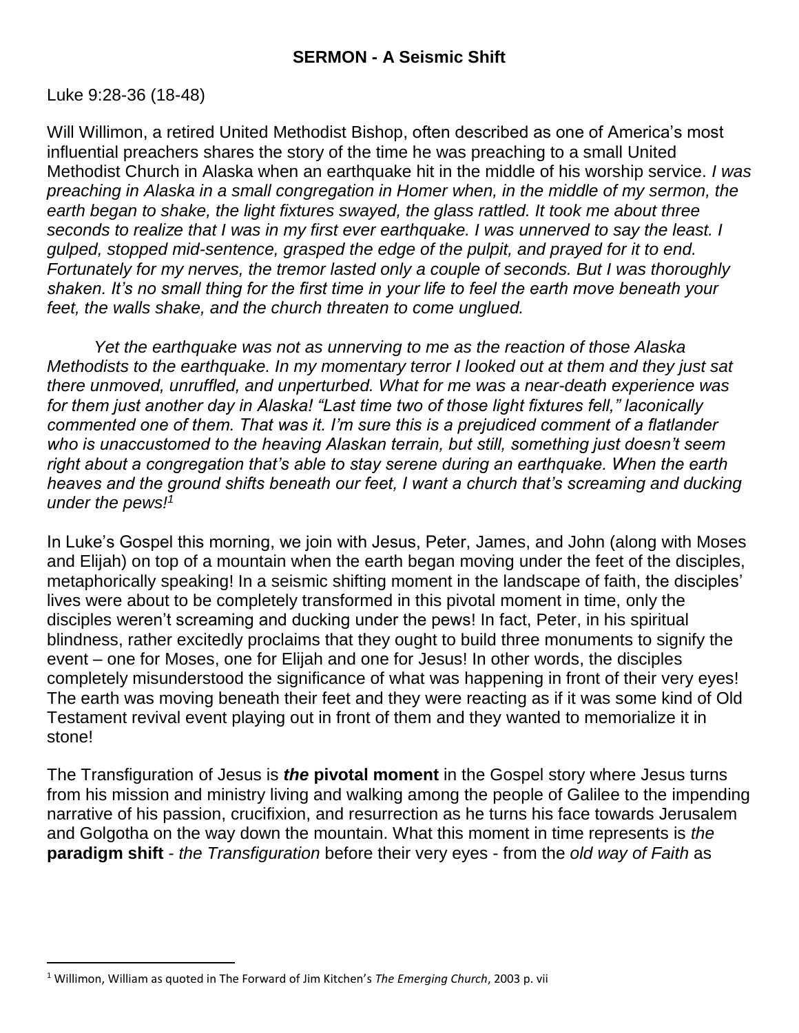## SERMON - A Seismic Shift

Luke 9:28-36 (18-48)

Will Willimon, a retired United Methodist Bishop, often described as one of America's most influential preachers shares the story of the time he was preaching to a small United Methodist Church in Alaska when an earthquake hit in the middle of his worship service. *I was preaching in Alaska in a small congregation in Homer when, in the middle of my sermon, the earth began to shake, the light fixtures swayed, the glass rattled. It took me about three seconds to realize that I was in my first ever earthquake. I was unnerved to say the least. I gulped, stopped mid-sentence, grasped the edge of the pulpit, and prayed for it to end. Fortunately for my nerves, the tremor lasted only a couple of seconds. But I was thoroughly shaken. It's no small thing for the first time in your life to feel the earth move beneath your feet, the walls shake, and the church threaten to come unglued.*

*Yet the earthquake was not as unnerving to me as the reaction of those Alaska Methodists to the earthquake. In my momentary terror I looked out at them and they just sat there unmoved, unruffled, and unperturbed. What for me was a near-death experience was for them just another day in Alaska! "Last time two of those light fixtures fell," laconically commented one of them. That was it. I'm sure this is a prejudiced comment of a flatlander who is unaccustomed to the heaving Alaskan terrain, but still, something just doesn't seem right about a congregation that's able to stay serene during an earthquake. When the earth heaves and the ground shifts beneath our feet, I want a church that's screaming and ducking under the pews!*[1]

In Luke's Gospel this morning, we join with Jesus, Peter, James, and John (along with Moses and Elijah) on top of a mountain when the earth began moving under the feet of the disciples, metaphorically speaking! In a seismic shifting moment in the landscape of faith, the disciples' lives were about to be completely transformed in this pivotal moment in time, only the disciples weren't screaming and ducking under the pews! In fact, Peter, in his spiritual blindness, rather excitedly proclaims that they ought to build three monuments to signify the event – one for Moses, one for Elijah and one for Jesus! In other words, the disciples completely misunderstood the significance of what was happening in front of their very eyes! The earth was moving beneath their feet and they were reacting as if it was some kind of Old Testament revival event playing out in front of them and they wanted to memorialize it in stone!

The Transfiguration of Jesus is ***the* pivotal moment** in the Gospel story where Jesus turns from his mission and ministry living and walking among the people of Galilee to the impending narrative of his passion, crucifixion, and resurrection as he turns his face towards Jerusalem and Golgotha on the way down the mountain. What this moment in time represents is *the* **paradigm shift** - *the Transfiguration* before their very eyes - from the *old way of Faith* as

[1] Willimon, William as quoted in The Forward of Jim Kitchen's *The Emerging Church*, 2003 p. vii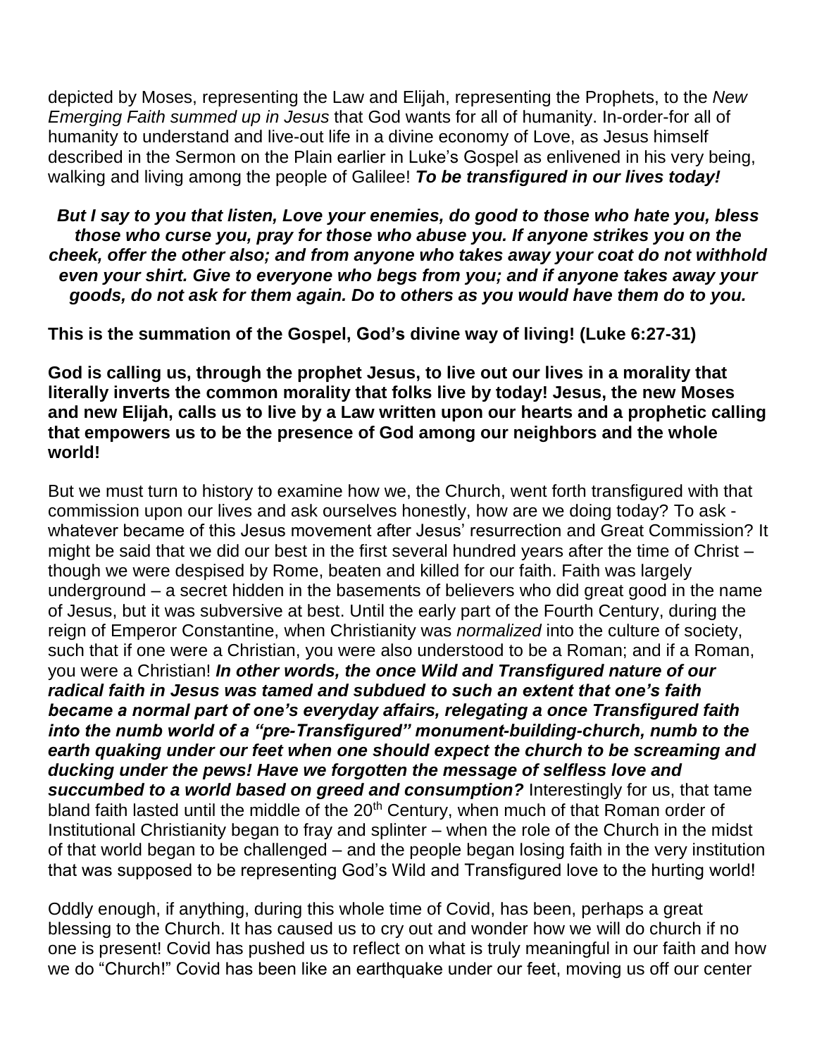depicted by Moses, representing the Law and Elijah, representing the Prophets, to the *New Emerging Faith summed up in Jesus* that God wants for all of humanity. In-order-for all of humanity to understand and live-out life in a divine economy of Love, as Jesus himself described in the Sermon on the Plain earlier in Luke's Gospel as enlivened in his very being, walking and living among the people of Galilee! ***To be transfigured in our lives today!***

***But I say to you that listen, Love your enemies, do good to those who hate you, bless those who curse you, pray for those who abuse you. If anyone strikes you on the cheek, offer the other also; and from anyone who takes away your coat do not withhold even your shirt. Give to everyone who begs from you; and if anyone takes away your goods, do not ask for them again. Do to others as you would have them do to you.***

**This is the summation of the Gospel, God's divine way of living! (Luke 6:27-31)**

**God is calling us, through the prophet Jesus, to live out our lives in a morality that literally inverts the common morality that folks live by today! Jesus, the new Moses and new Elijah, calls us to live by a Law written upon our hearts and a prophetic calling that empowers us to be the presence of God among our neighbors and the whole world!**

But we must turn to history to examine how we, the Church, went forth transfigured with that commission upon our lives and ask ourselves honestly, how are we doing today? To ask - whatever became of this Jesus movement after Jesus' resurrection and Great Commission? It might be said that we did our best in the first several hundred years after the time of Christ – though we were despised by Rome, beaten and killed for our faith. Faith was largely underground – a secret hidden in the basements of believers who did great good in the name of Jesus, but it was subversive at best. Until the early part of the Fourth Century, during the reign of Emperor Constantine, when Christianity was *normalized* into the culture of society, such that if one were a Christian, you were also understood to be a Roman; and if a Roman, you were a Christian! ***In other words, the once Wild and Transfigured nature of our radical faith in Jesus was tamed and subdued to such an extent that one's faith became a normal part of one's everyday affairs, relegating a once Transfigured faith into the numb world of a "pre-Transfigured" monument-building-church, numb to the earth quaking under our feet when one should expect the church to be screaming and ducking under the pews! Have we forgotten the message of selfless love and succumbed to a world based on greed and consumption?*** Interestingly for us, that tame bland faith lasted until the middle of the 20th Century, when much of that Roman order of Institutional Christianity began to fray and splinter – when the role of the Church in the midst of that world began to be challenged – and the people began losing faith in the very institution that was supposed to be representing God's Wild and Transfigured love to the hurting world!

Oddly enough, if anything, during this whole time of Covid, has been, perhaps a great blessing to the Church. It has caused us to cry out and wonder how we will do church if no one is present! Covid has pushed us to reflect on what is truly meaningful in our faith and how we do "Church!" Covid has been like an earthquake under our feet, moving us off our center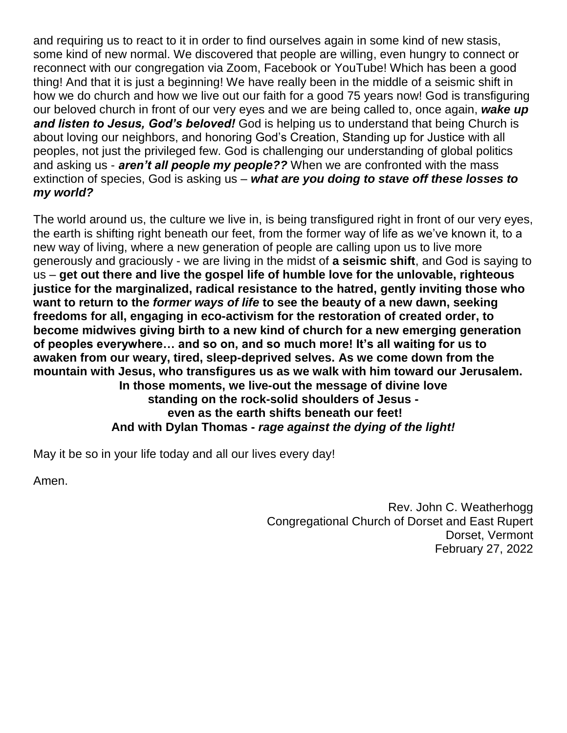and requiring us to react to it in order to find ourselves again in some kind of new stasis, some kind of new normal. We discovered that people are willing, even hungry to connect or reconnect with our congregation via Zoom, Facebook or YouTube! Which has been a good thing! And that it is just a beginning! We have really been in the middle of a seismic shift in how we do church and how we live out our faith for a good 75 years now! God is transfiguring our beloved church in front of our very eyes and we are being called to, once again, ***wake up and listen to Jesus, God's beloved!*** God is helping us to understand that being Church is about loving our neighbors, and honoring God's Creation, Standing up for Justice with all peoples, not just the privileged few. God is challenging our understanding of global politics and asking us - ***aren't all people my people??*** When we are confronted with the mass extinction of species, God is asking us – ***what are you doing to stave off these losses to my world?***

The world around us, the culture we live in, is being transfigured right in front of our very eyes, the earth is shifting right beneath our feet, from the former way of life as we've known it, to a new way of living, where a new generation of people are calling upon us to live more generously and graciously - we are living in the midst of **a seismic shift**, and God is saying to us – **get out there and live the gospel life of humble love for the unlovable, righteous justice for the marginalized, radical resistance to the hatred, gently inviting those who want to return to the *former ways of life* to see the beauty of a new dawn, seeking freedoms for all, engaging in eco-activism for the restoration of created order, to become midwives giving birth to a new kind of church for a new emerging generation of peoples everywhere… and so on, and so much more! It's all waiting for us to awaken from our weary, tired, sleep-deprived selves. As we come down from the mountain with Jesus, who transfigures us as we walk with him toward our Jerusalem.**

**In those moments, we live-out the message of divine love**
**standing on the rock-solid shoulders of Jesus -**
**even as the earth shifts beneath our feet!**
**And with Dylan Thomas - *rage against the dying of the light!***

May it be so in your life today and all our lives every day!

Amen.

Rev. John C. Weatherhogg
Congregational Church of Dorset and East Rupert
Dorset, Vermont
February 27, 2022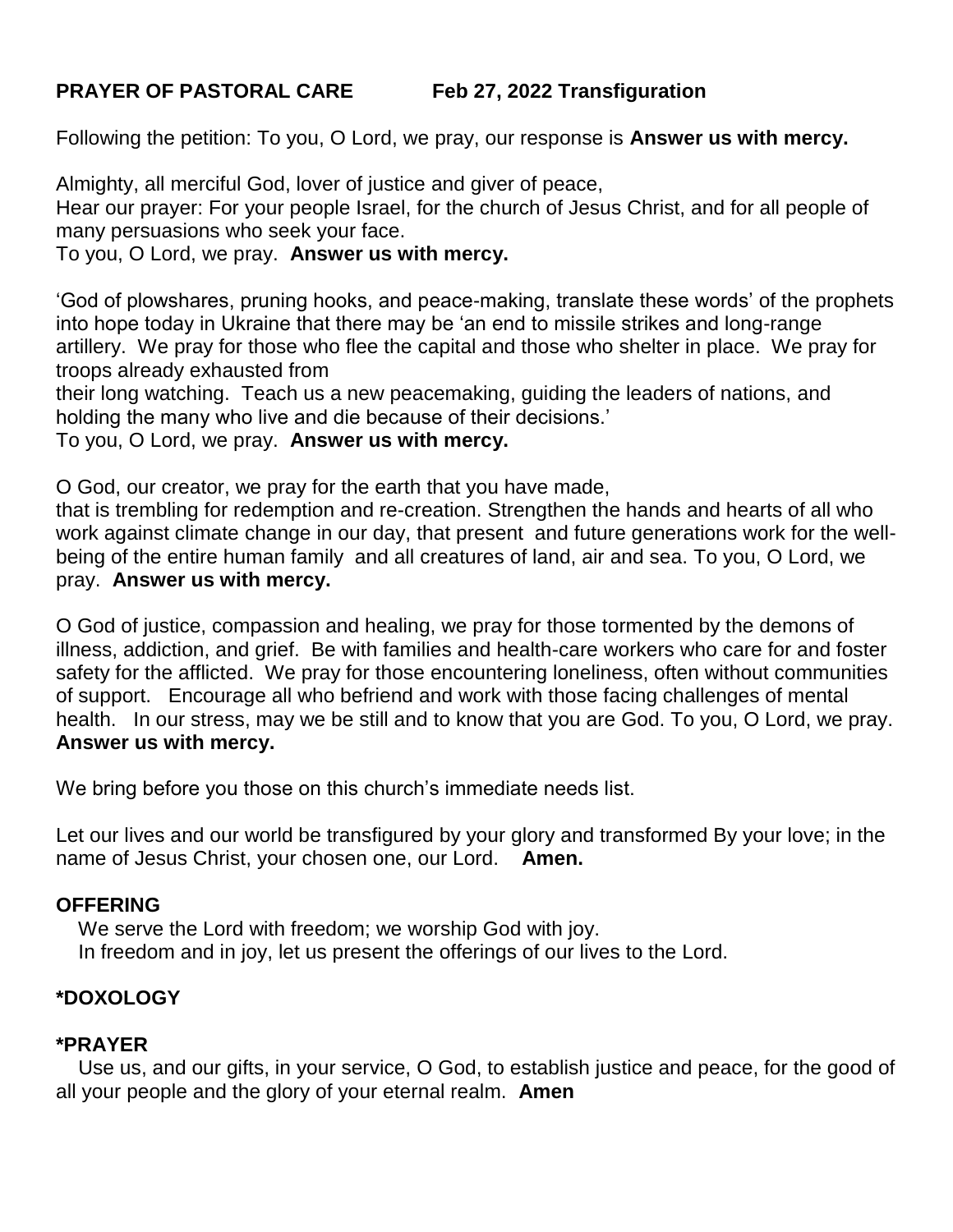**PRAYER OF PASTORAL CARE Feb 27, 2022 Transfiguration**

Following the petition: To you, O Lord, we pray, our response is **Answer us with mercy.**

Almighty, all merciful God, lover of justice and giver of peace,
Hear our prayer: For your people Israel, for the church of Jesus Christ, and for all people of many persuasions who seek your face.
To you, O Lord, we pray. **Answer us with mercy.**

'God of plowshares, pruning hooks, and peace-making, translate these words' of the prophets into hope today in Ukraine that there may be 'an end to missile strikes and long-range artillery. We pray for those who flee the capital and those who shelter in place. We pray for troops already exhausted from
their long watching. Teach us a new peacemaking, guiding the leaders of nations, and holding the many who live and die because of their decisions.'
To you, O Lord, we pray. **Answer us with mercy.**

O God, our creator, we pray for the earth that you have made,
that is trembling for redemption and re-creation. Strengthen the hands and hearts of all who work against climate change in our day, that present and future generations work for the well-being of the entire human family and all creatures of land, air and sea. To you, O Lord, we pray. **Answer us with mercy.**

O God of justice, compassion and healing, we pray for those tormented by the demons of illness, addiction, and grief. Be with families and health-care workers who care for and foster safety for the afflicted. We pray for those encountering loneliness, often without communities of support. Encourage all who befriend and work with those facing challenges of mental health. In our stress, may we be still and to know that you are God. To you, O Lord, we pray. **Answer us with mercy.**

We bring before you those on this church's immediate needs list.

Let our lives and our world be transfigured by your glory and transformed By your love; in the name of Jesus Christ, your chosen one, our Lord. **Amen.**

**OFFERING**

We serve the Lord with freedom; we worship God with joy.
In freedom and in joy, let us present the offerings of our lives to the Lord.

**\*DOXOLOGY**

**\*PRAYER**

Use us, and our gifts, in your service, O God, to establish justice and peace, for the good of all your people and the glory of your eternal realm. **Amen**